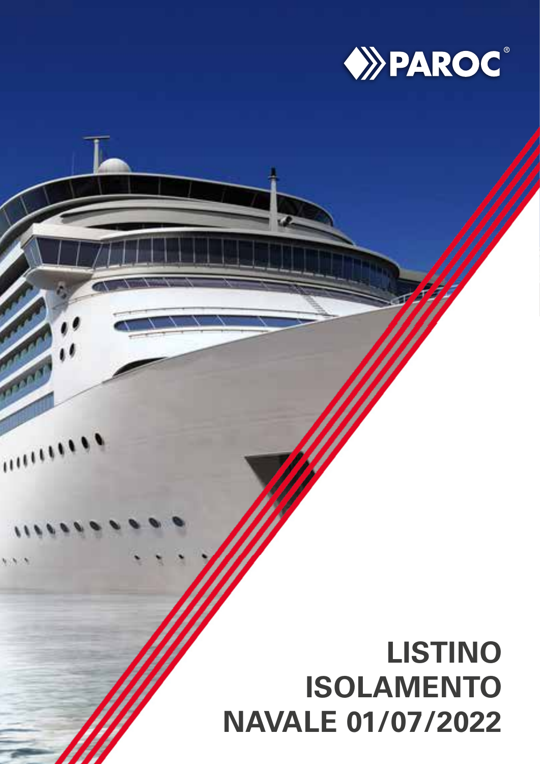PAROC®

# LISTINO ISOLAMENTO NAVALE 01/07/2022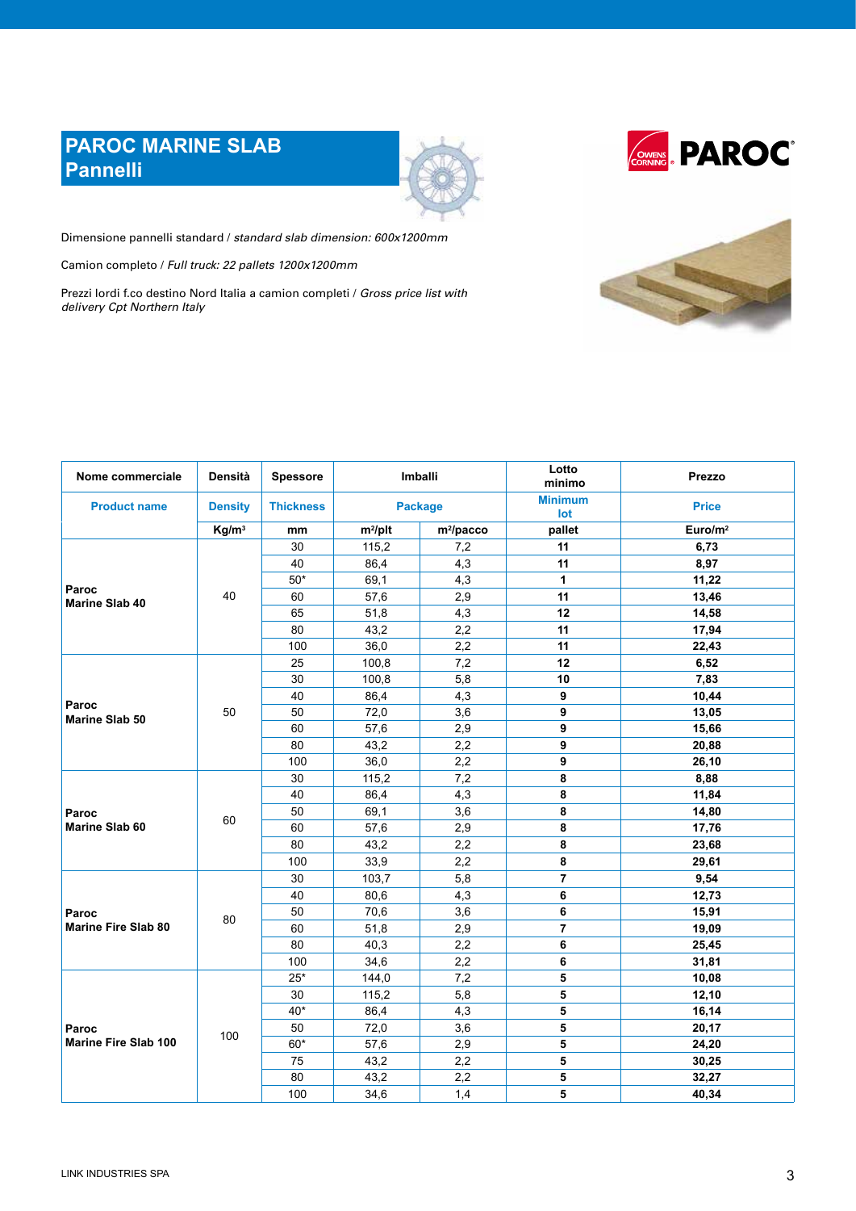# PAROC MARINE SLAB
## Pannelli

Dimensione pannelli standard / *standard slab dimension: 600x1200mm*

Camion completo / *Full truck: 22 pallets 1200x1200mm*

Prezzi lordi f.co destino Nord Italia a camion completi / *Gross price list with delivery Cpt Northern Italy*

| Nome commerciale | Densità | Spessore | Imballi | | Lotto minimo | Prezzo |
|---|---|---|---|---|---|---|
| Product name | Density | Thickness | Package | | Minimum lot | Price |
| | Kg/m³ | mm | m²/plt | m²/pacco | pallet | Euro/m² |
| **Paroc Marine Slab 40** | 40 | 30 | 115,2 | 7,2 | **11** | **6,73** |
| | | 40 | 86,4 | 4,3 | **11** | **8,97** |
| | | 50* | 69,1 | 4,3 | **1** | **11,22** |
| | | 60 | 57,6 | 2,9 | **11** | **13,46** |
| | | 65 | 51,8 | 4,3 | **12** | **14,58** |
| | | 80 | 43,2 | 2,2 | **11** | **17,94** |
| | | 100 | 36,0 | 2,2 | **11** | **22,43** |
| **Paroc Marine Slab 50** | 50 | 25 | 100,8 | 7,2 | **12** | **6,52** |
| | | 30 | 100,8 | 5,8 | **10** | **7,83** |
| | | 40 | 86,4 | 4,3 | **9** | **10,44** |
| | | 50 | 72,0 | 3,6 | **9** | **13,05** |
| | | 60 | 57,6 | 2,9 | **9** | **15,66** |
| | | 80 | 43,2 | 2,2 | **9** | **20,88** |
| | | 100 | 36,0 | 2,2 | **9** | **26,10** |
| **Paroc Marine Slab 60** | 60 | 30 | 115,2 | 7,2 | **8** | **8,88** |
| | | 40 | 86,4 | 4,3 | **8** | **11,84** |
| | | 50 | 69,1 | 3,6 | **8** | **14,80** |
| | | 60 | 57,6 | 2,9 | **8** | **17,76** |
| | | 80 | 43,2 | 2,2 | **8** | **23,68** |
| | | 100 | 33,9 | 2,2 | **8** | **29,61** |
| **Paroc Marine Fire Slab 80** | 80 | 30 | 103,7 | 5,8 | **7** | **9,54** |
| | | 40 | 80,6 | 4,3 | **6** | **12,73** |
| | | 50 | 70,6 | 3,6 | **6** | **15,91** |
| | | 60 | 51,8 | 2,9 | **7** | **19,09** |
| | | 80 | 40,3 | 2,2 | **6** | **25,45** |
| | | 100 | 34,6 | 2,2 | **6** | **31,81** |
| **Paroc Marine Fire Slab 100** | 100 | 25* | 144,0 | 7,2 | **5** | **10,08** |
| | | 30 | 115,2 | 5,8 | **5** | **12,10** |
| | | 40* | 86,4 | 4,3 | **5** | **16,14** |
| | | 50 | 72,0 | 3,6 | **5** | **20,17** |
| | | 60* | 57,6 | 2,9 | **5** | **24,20** |
| | | 75 | 43,2 | 2,2 | **5** | **30,25** |
| | | 80 | 43,2 | 2,2 | **5** | **32,27** |
| | | 100 | 34,6 | 1,4 | **5** | **40,34** |

LINK INDUSTRIES SPA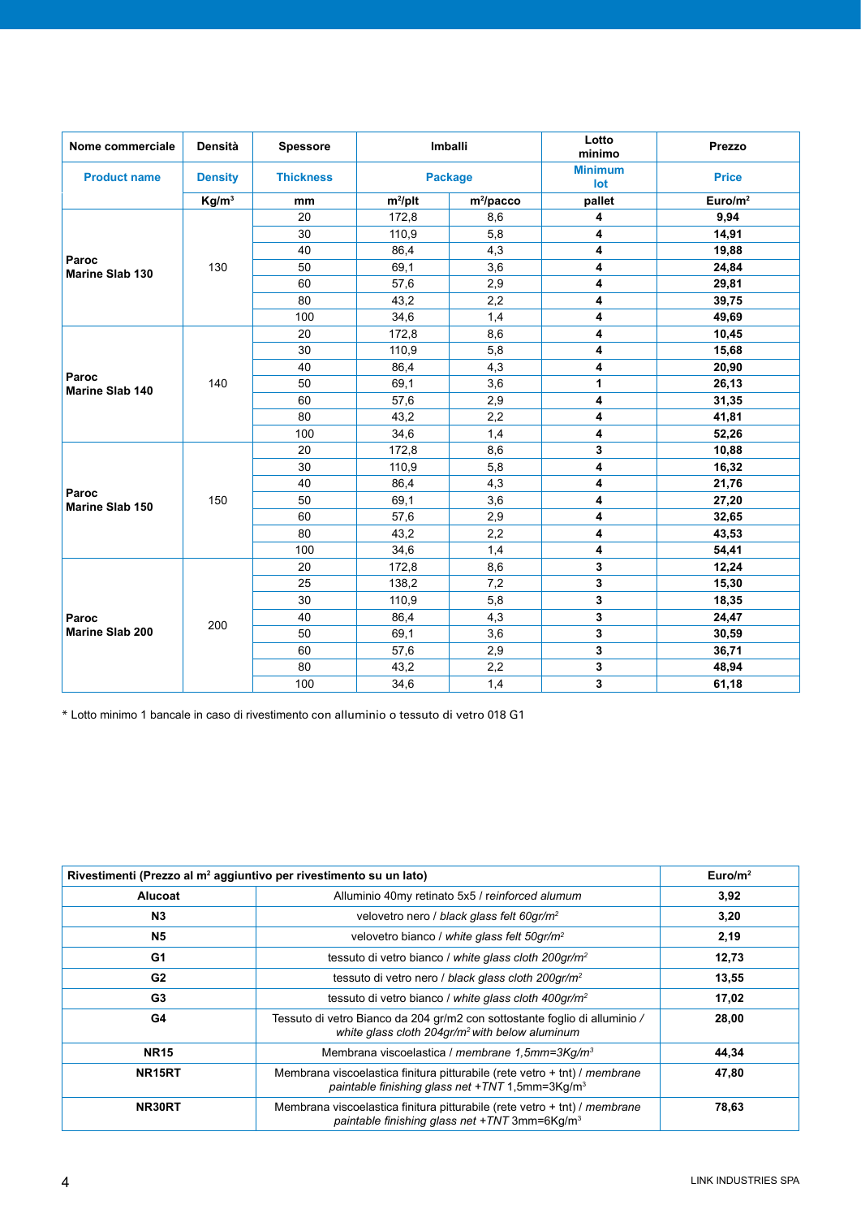| Nome commerciale | Densità | Spessore | Imballi | | Lotto minimo | Prezzo |
|---|---|---|---|---|---|---|
| **Product name** | **Density** | **Thickness** | **Package** | | **Minimum lot** | **Price** |
| | Kg/m³ | mm | m²/plt | m²/pacco | pallet | Euro/m² |
| **Paroc Marine Slab 130** | 130 | 20 | 172,8 | 8,6 | **4** | **9,94** |
| | | 30 | 110,9 | 5,8 | **4** | **14,91** |
| | | 40 | 86,4 | 4,3 | **4** | **19,88** |
| | | 50 | 69,1 | 3,6 | **4** | **24,84** |
| | | 60 | 57,6 | 2,9 | **4** | **29,81** |
| | | 80 | 43,2 | 2,2 | **4** | **39,75** |
| | | 100 | 34,6 | 1,4 | **4** | **49,69** |
| **Paroc Marine Slab 140** | 140 | 20 | 172,8 | 8,6 | **4** | **10,45** |
| | | 30 | 110,9 | 5,8 | **4** | **15,68** |
| | | 40 | 86,4 | 4,3 | **4** | **20,90** |
| | | 50 | 69,1 | 3,6 | **1** | **26,13** |
| | | 60 | 57,6 | 2,9 | **4** | **31,35** |
| | | 80 | 43,2 | 2,2 | **4** | **41,81** |
| | | 100 | 34,6 | 1,4 | **4** | **52,26** |
| **Paroc Marine Slab 150** | 150 | 20 | 172,8 | 8,6 | **3** | **10,88** |
| | | 30 | 110,9 | 5,8 | **4** | **16,32** |
| | | 40 | 86,4 | 4,3 | **4** | **21,76** |
| | | 50 | 69,1 | 3,6 | **4** | **27,20** |
| | | 60 | 57,6 | 2,9 | **4** | **32,65** |
| | | 80 | 43,2 | 2,2 | **4** | **43,53** |
| | | 100 | 34,6 | 1,4 | **4** | **54,41** |
| **Paroc Marine Slab 200** | 200 | 20 | 172,8 | 8,6 | **3** | **12,24** |
| | | 25 | 138,2 | 7,2 | **3** | **15,30** |
| | | 30 | 110,9 | 5,8 | **3** | **18,35** |
| | | 40 | 86,4 | 4,3 | **3** | **24,47** |
| | | 50 | 69,1 | 3,6 | **3** | **30,59** |
| | | 60 | 57,6 | 2,9 | **3** | **36,71** |
| | | 80 | 43,2 | 2,2 | **3** | **48,94** |
| | | 100 | 34,6 | 1,4 | **3** | **61,18** |

\* Lotto minimo 1 bancale in caso di rivestimento con alluminio o tessuto di vetro 018 G1

| Rivestimenti (Prezzo al m² aggiuntivo per rivestimento su un lato) | | Euro/m² |
|---|---|---|
| **Alucoat** | Alluminio 40my retinato 5x5 / *reinforced alumum* | **3,92** |
| **N3** | velovetro nero / *black glass felt 60gr/m²* | **3,20** |
| **N5** | velovetro bianco / *white glass felt 50gr/m²* | **2,19** |
| **G1** | tessuto di vetro bianco / *white glass cloth 200gr/m²* | **12,73** |
| **G2** | tessuto di vetro nero / *black glass cloth 200gr/m²* | **13,55** |
| **G3** | tessuto di vetro bianco / *white glass cloth 400gr/m²* | **17,02** |
| **G4** | Tessuto di vetro Bianco da 204 gr/m2 con sottostante foglio di alluminio / *white glass cloth 204gr/m² with below aluminum* | **28,00** |
| **NR15** | Membrana viscoelastica / *membrane 1,5mm=3Kg/m³* | **44,34** |
| **NR15RT** | Membrana viscoelastica finitura pitturabile (rete vetro + tnt) / *membrane paintable finishing glass net +TNT* 1,5mm=3Kg/m³ | **47,80** |
| **NR30RT** | Membrana viscoelastica finitura pitturabile (rete vetro + tnt) / *membrane paintable finishing glass net +TNT* 3mm=6Kg/m³ | **78,63** |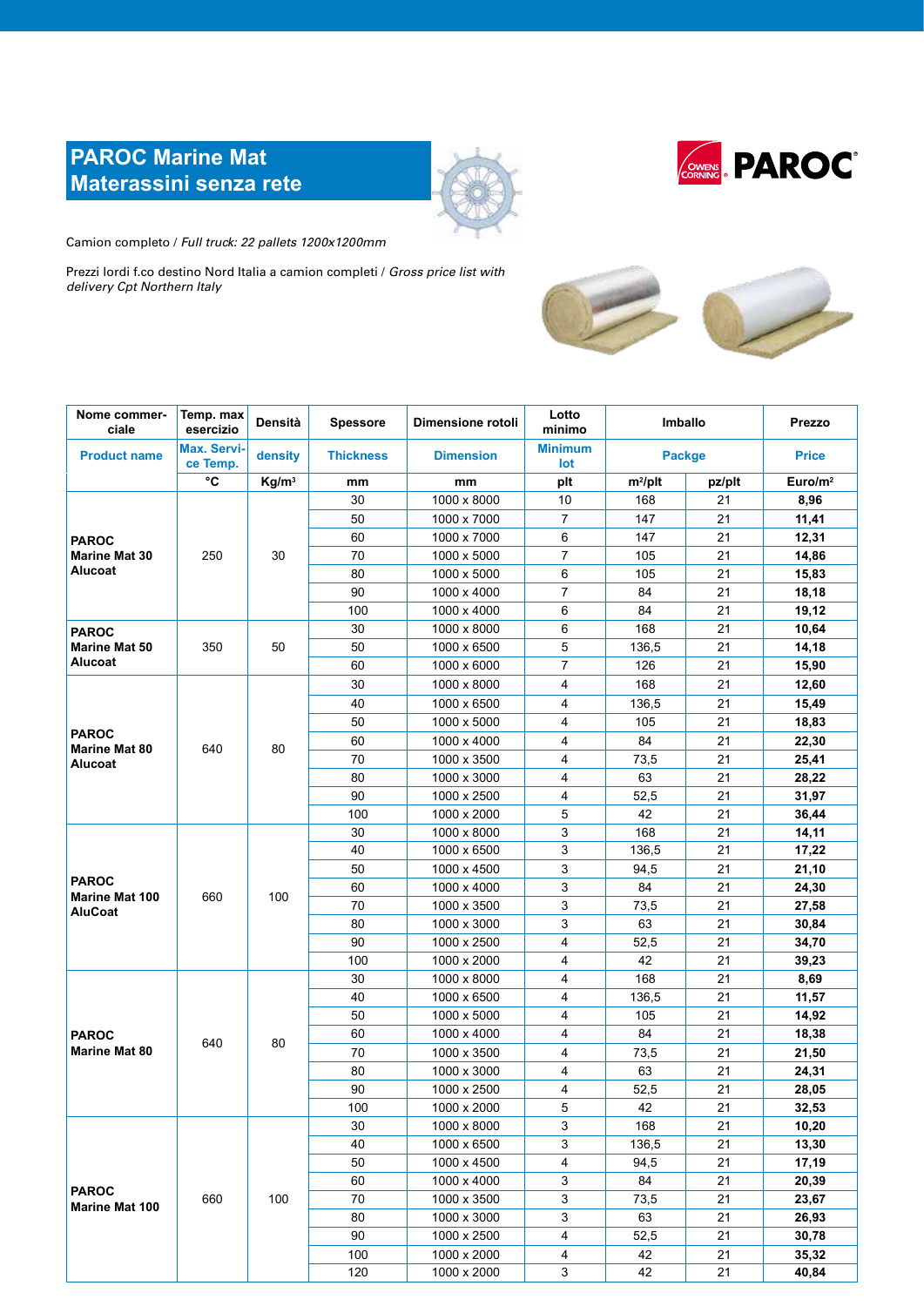## PAROC Marine Mat
## Materassini senza rete

Camion completo / *Full truck: 22 pallets 1200x1200mm*

Prezzi lordi f.co destino Nord Italia a camion completi / *Gross price list with delivery Cpt Northern Italy*

| Nome commerciale | Temp. max esercizio | Densità | Spessore | Dimensione rotoli | Lotto minimo | Imballo | | Prezzo |
|---|---|---|---|---|---|---|---|---|
| Product name | Max. Service Temp. | density | Thickness | Dimension | Minimum lot | Packge | | Price |
| | °C | Kg/m³ | mm | mm | plt | m²/plt | pz/plt | Euro/m² |
| **PAROC Marine Mat 30 Alucoat** | 250 | 30 | 30 | 1000 x 8000 | 10 | 168 | 21 | **8,96** |
| | | | 50 | 1000 x 7000 | 7 | 147 | 21 | **11,41** |
| | | | 60 | 1000 x 7000 | 6 | 147 | 21 | **12,31** |
| | | | 70 | 1000 x 5000 | 7 | 105 | 21 | **14,86** |
| | | | 80 | 1000 x 5000 | 6 | 105 | 21 | **15,83** |
| | | | 90 | 1000 x 4000 | 7 | 84 | 21 | **18,18** |
| | | | 100 | 1000 x 4000 | 6 | 84 | 21 | **19,12** |
| **PAROC Marine Mat 50 Alucoat** | 350 | 50 | 30 | 1000 x 8000 | 6 | 168 | 21 | **10,64** |
| | | | 50 | 1000 x 6500 | 5 | 136,5 | 21 | **14,18** |
| | | | 60 | 1000 x 6000 | 7 | 126 | 21 | **15,90** |
| **PAROC Marine Mat 80 Alucoat** | 640 | 80 | 30 | 1000 x 8000 | 4 | 168 | 21 | **12,60** |
| | | | 40 | 1000 x 6500 | 4 | 136,5 | 21 | **15,49** |
| | | | 50 | 1000 x 5000 | 4 | 105 | 21 | **18,83** |
| | | | 60 | 1000 x 4000 | 4 | 84 | 21 | **22,30** |
| | | | 70 | 1000 x 3500 | 4 | 73,5 | 21 | **25,41** |
| | | | 80 | 1000 x 3000 | 4 | 63 | 21 | **28,22** |
| | | | 90 | 1000 x 2500 | 4 | 52,5 | 21 | **31,97** |
| | | | 100 | 1000 x 2000 | 5 | 42 | 21 | **36,44** |
| **PAROC Marine Mat 100 AluCoat** | 660 | 100 | 30 | 1000 x 8000 | 3 | 168 | 21 | **14,11** |
| | | | 40 | 1000 x 6500 | 3 | 136,5 | 21 | **17,22** |
| | | | 50 | 1000 x 4500 | 3 | 94,5 | 21 | **21,10** |
| | | | 60 | 1000 x 4000 | 3 | 84 | 21 | **24,30** |
| | | | 70 | 1000 x 3500 | 3 | 73,5 | 21 | **27,58** |
| | | | 80 | 1000 x 3000 | 3 | 63 | 21 | **30,84** |
| | | | 90 | 1000 x 2500 | 4 | 52,5 | 21 | **34,70** |
| | | | 100 | 1000 x 2000 | 4 | 42 | 21 | **39,23** |
| **PAROC Marine Mat 80** | 640 | 80 | 30 | 1000 x 8000 | 4 | 168 | 21 | **8,69** |
| | | | 40 | 1000 x 6500 | 4 | 136,5 | 21 | **11,57** |
| | | | 50 | 1000 x 5000 | 4 | 105 | 21 | **14,92** |
| | | | 60 | 1000 x 4000 | 4 | 84 | 21 | **18,38** |
| | | | 70 | 1000 x 3500 | 4 | 73,5 | 21 | **21,50** |
| | | | 80 | 1000 x 3000 | 4 | 63 | 21 | **24,31** |
| | | | 90 | 1000 x 2500 | 4 | 52,5 | 21 | **28,05** |
| | | | 100 | 1000 x 2000 | 5 | 42 | 21 | **32,53** |
| **PAROC Marine Mat 100** | 660 | 100 | 30 | 1000 x 8000 | 3 | 168 | 21 | **10,20** |
| | | | 40 | 1000 x 6500 | 3 | 136,5 | 21 | **13,30** |
| | | | 50 | 1000 x 4500 | 4 | 94,5 | 21 | **17,19** |
| | | | 60 | 1000 x 4000 | 3 | 84 | 21 | **20,39** |
| | | | 70 | 1000 x 3500 | 3 | 73,5 | 21 | **23,67** |
| | | | 80 | 1000 x 3000 | 3 | 63 | 21 | **26,93** |
| | | | 90 | 1000 x 2500 | 4 | 52,5 | 21 | **30,78** |
| | | | 100 | 1000 x 2000 | 4 | 42 | 21 | **35,32** |
| | | | 120 | 1000 x 2000 | 3 | 42 | 21 | **40,84** |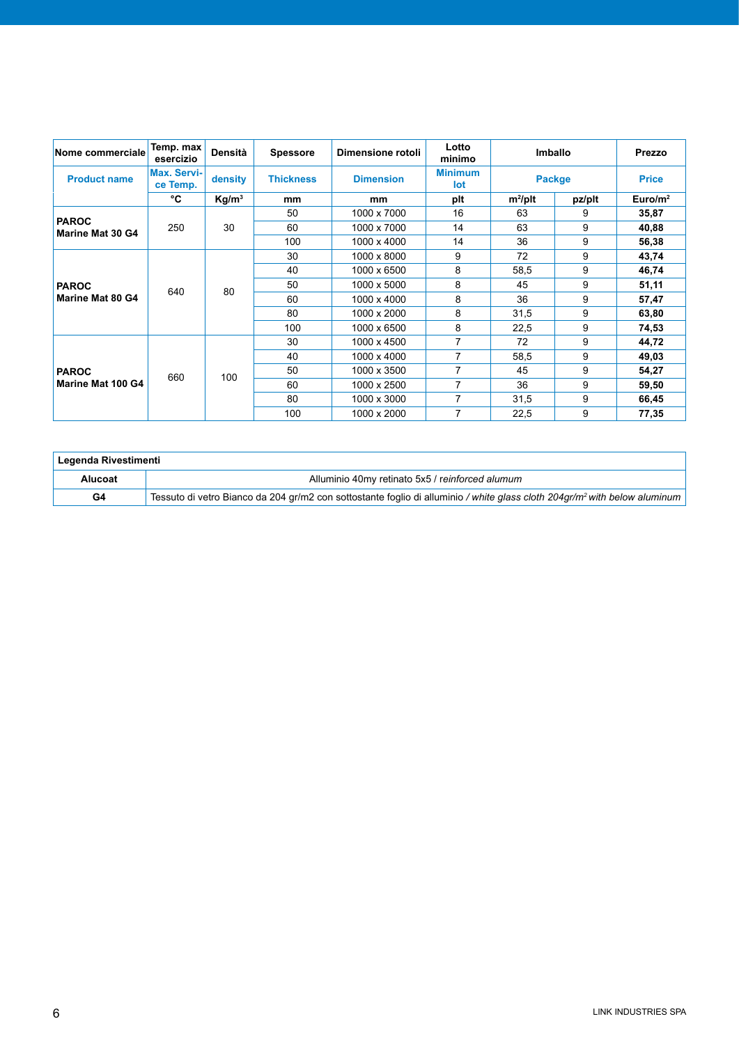| Nome commerciale | Temp. max esercizio | Densità | Spessore | Dimensione rotoli | Lotto minimo | Imballo | | Prezzo |
|---|---|---|---|---|---|---|---|---|
| Product name | Max. Service Temp. | density | Thickness | Dimension | Minimum lot | Packge | | Price |
| | °C | $Kg/m^3$ | mm | mm | plt | $m^2$/plt | pz/plt | $Euro/m^2$ |
| **PAROC Marine Mat 30 G4** | 250 | 30 | 50 | 1000 x 7000 | 16 | 63 | 9 | **35,87** |
| | | | 60 | 1000 x 7000 | 14 | 63 | 9 | **40,88** |
| | | | 100 | 1000 x 4000 | 14 | 36 | 9 | **56,38** |
| **PAROC Marine Mat 80 G4** | 640 | 80 | 30 | 1000 x 8000 | 9 | 72 | 9 | **43,74** |
| | | | 40 | 1000 x 6500 | 8 | 58,5 | 9 | **46,74** |
| | | | 50 | 1000 x 5000 | 8 | 45 | 9 | **51,11** |
| | | | 60 | 1000 x 4000 | 8 | 36 | 9 | **57,47** |
| | | | 80 | 1000 x 2000 | 8 | 31,5 | 9 | **63,80** |
| | | | 100 | 1000 x 6500 | 8 | 22,5 | 9 | **74,53** |
| **PAROC Marine Mat 100 G4** | 660 | 100 | 30 | 1000 x 4500 | 7 | 72 | 9 | **44,72** |
| | | | 40 | 1000 x 4000 | 7 | 58,5 | 9 | **49,03** |
| | | | 50 | 1000 x 3500 | 7 | 45 | 9 | **54,27** |
| | | | 60 | 1000 x 2500 | 7 | 36 | 9 | **59,50** |
| | | | 80 | 1000 x 3000 | 7 | 31,5 | 9 | **66,45** |
| | | | 100 | 1000 x 2000 | 7 | 22,5 | 9 | **77,35** |

| Legenda Rivestimenti | |
|---|---|
| **Alucoat** | Alluminio 40my retinato 5x5 / *reinforced alumum* |
| **G4** | Tessuto di vetro Bianco da 204 gr/m2 con sottostante foglio di alluminio / *white glass cloth 204gr/$m^2$ with below aluminum* |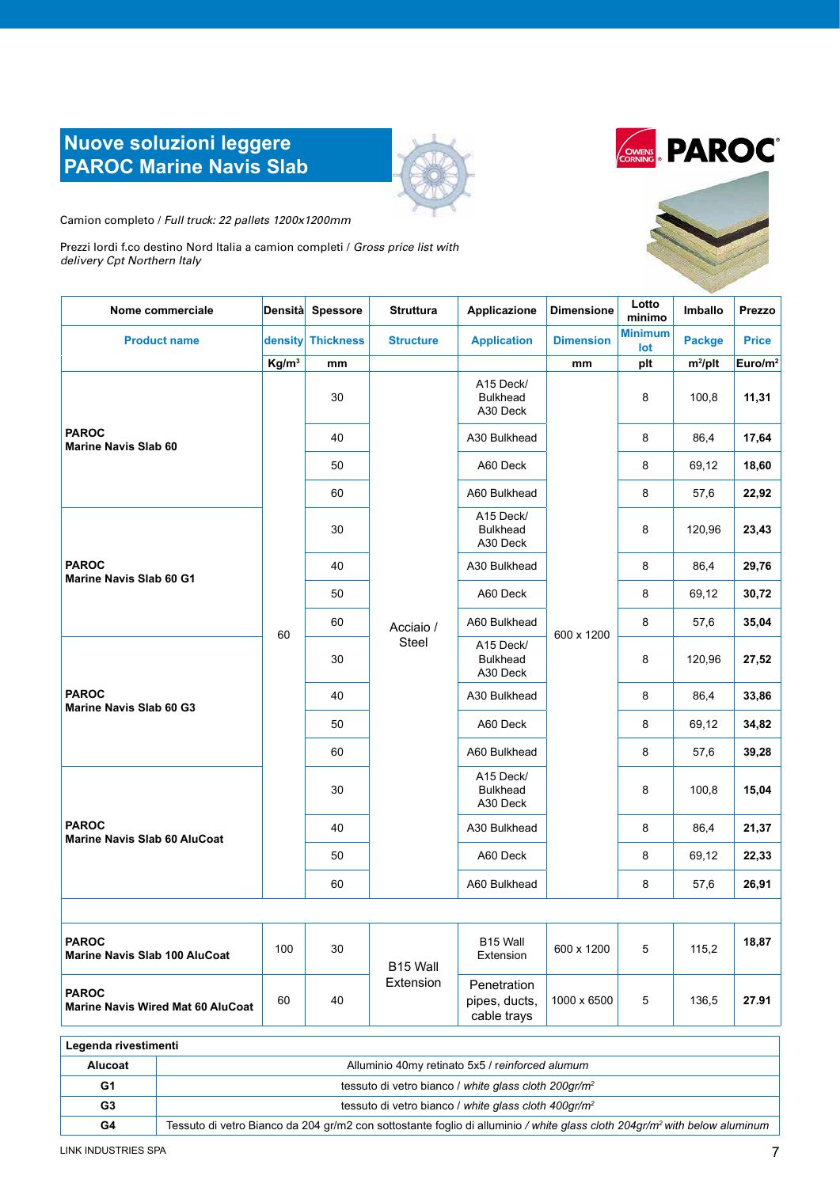## Nuove soluzioni leggere
## PAROC Marine Navis Slab

Camion completo / *Full truck: 22 pallets 1200x1200mm*

Prezzi lordi f.co destino Nord Italia a camion completi / *Gross price list with delivery Cpt Northern Italy*

| Nome commerciale | Densità | Spessore | Struttura | Applicazione | Dimensione | Lotto minimo | Imballo | Prezzo |
|---|---|---|---|---|---|---|---|---|
| Product name | density | Thickness | Structure | Application | Dimension | Minimum lot | Packge | Price |
| | Kg/m³ | mm | | | mm | plt | m²/plt | Euro/m² |
| **PAROC Marine Navis Slab 60** | 60 | 30 | Acciaio / Steel | A15 Deck/ Bulkhead A30 Deck | 600 x 1200 | 8 | 100,8 | **11,31** |
| | | 40 | | A30 Bulkhead | | 8 | 86,4 | **17,64** |
| | | 50 | | A60 Deck | | 8 | 69,12 | **18,60** |
| | | 60 | | A60 Bulkhead | | 8 | 57,6 | **22,92** |
| **PAROC Marine Navis Slab 60 G1** | | 30 | | A15 Deck/ Bulkhead A30 Deck | | 8 | 120,96 | **23,43** |
| | | 40 | | A30 Bulkhead | | 8 | 86,4 | **29,76** |
| | | 50 | | A60 Deck | | 8 | 69,12 | **30,72** |
| | | 60 | | A60 Bulkhead | | 8 | 57,6 | **35,04** |
| **PAROC Marine Navis Slab 60 G3** | | 30 | | A15 Deck/ Bulkhead A30 Deck | | 8 | 120,96 | **27,52** |
| | | 40 | | A30 Bulkhead | | 8 | 86,4 | **33,86** |
| | | 50 | | A60 Deck | | 8 | 69,12 | **34,82** |
| | | 60 | | A60 Bulkhead | | 8 | 57,6 | **39,28** |
| **PAROC Marine Navis Slab 60 AluCoat** | | 30 | | A15 Deck/ Bulkhead A30 Deck | | 8 | 100,8 | **15,04** |
| | | 40 | | A30 Bulkhead | | 8 | 86,4 | **21,37** |
| | | 50 | | A60 Deck | | 8 | 69,12 | **22,33** |
| | | 60 | | A60 Bulkhead | | 8 | 57,6 | **26,91** |
| | | | | | | | | |
| **PAROC Marine Navis Slab 100 AluCoat** | 100 | 30 | B15 Wall Extension | B15 Wall Extension | 600 x 1200 | 5 | 115,2 | **18,87** |
| **PAROC Marine Navis Wired Mat 60 AluCoat** | 60 | 40 | | Penetration pipes, ducts, cable trays | 1000 x 6500 | 5 | 136,5 | **27.91** |

| Legenda rivestimenti | |
|---|---|
| **Alucoat** | Alluminio 40my retinato 5x5 / *reinforced alumum* |
| **G1** | tessuto di vetro bianco / *white glass cloth 200gr/m²* |
| **G3** | tessuto di vetro bianco / *white glass cloth 400gr/m²* |
| **G4** | Tessuto di vetro Bianco da 204 gr/m2 con sottostante foglio di alluminio / *white glass cloth 204gr/m² with below aluminum* |

LINK INDUSTRIES SPA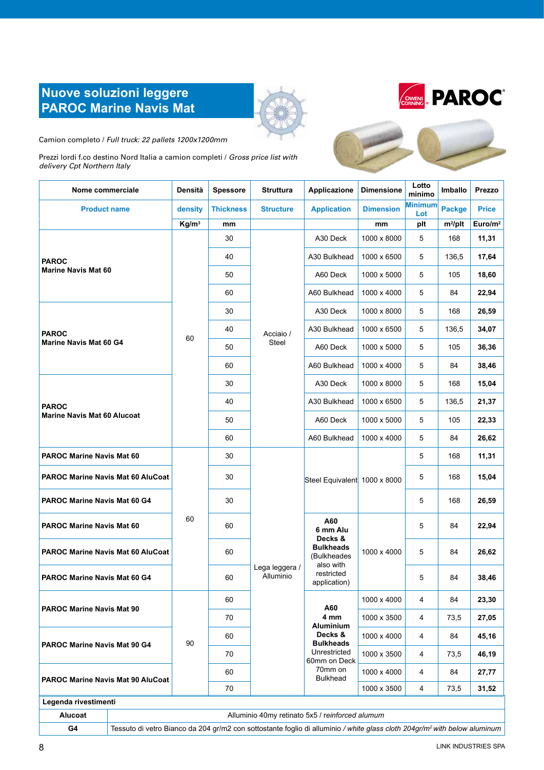# Nuove soluzioni leggere PAROC Marine Navis Mat

PAROC

Camion completo / *Full truck: 22 pallets 1200x1200mm*

Prezzi lordi f.co destino Nord Italia a camion completi / *Gross price list with delivery Cpt Northern Italy*

| Nome commerciale | Densità | Spessore | Struttura | Applicazione | Dimensione | Lotto minimo | Imballo | Prezzo |
|---|---|---|---|---|---|---|---|---|
| Product name | density | Thickness | Structure | Application | Dimension | Minimum Lot | Packge | Price |
| | Kg/m³ | mm | | | mm | plt | m²/plt | Euro/m² |
| **PAROC Marine Navis Mat 60** | 60 | 30 | Acciaio / Steel | A30 Deck | 1000 x 8000 | 5 | 168 | **11,31** |
| | | 40 | | A30 Bulkhead | 1000 x 6500 | 5 | 136,5 | **17,64** |
| | | 50 | | A60 Deck | 1000 x 5000 | 5 | 105 | **18,60** |
| | | 60 | | A60 Bulkhead | 1000 x 4000 | 5 | 84 | **22,94** |
| **PAROC Marine Navis Mat 60 G4** | | 30 | | A30 Deck | 1000 x 8000 | 5 | 168 | **26,59** |
| | | 40 | | A30 Bulkhead | 1000 x 6500 | 5 | 136,5 | **34,07** |
| | | 50 | | A60 Deck | 1000 x 5000 | 5 | 105 | **36,36** |
| | | 60 | | A60 Bulkhead | 1000 x 4000 | 5 | 84 | **38,46** |
| **PAROC Marine Navis Mat 60 Alucoat** | | 30 | | A30 Deck | 1000 x 8000 | 5 | 168 | **15,04** |
| | | 40 | | A30 Bulkhead | 1000 x 6500 | 5 | 136,5 | **21,37** |
| | | 50 | | A60 Deck | 1000 x 5000 | 5 | 105 | **22,33** |
| | | 60 | | A60 Bulkhead | 1000 x 4000 | 5 | 84 | **26,62** |
| **PAROC Marine Navis Mat 60** | 60 | 30 | Lega leggera / Alluminio | Steel Equivalent | 1000 x 8000 | 5 | 168 | **11,31** |
| **PAROC Marine Navis Mat 60 AluCoat** | | 30 | | | | 5 | 168 | **15,04** |
| **PAROC Marine Navis Mat 60 G4** | | 30 | | | | 5 | 168 | **26,59** |
| **PAROC Marine Navis Mat 60** | | 60 | | **A60 6 mm Alu Decks & Bulkheads** (Bulkheades also with restricted application) | 1000 x 4000 | 5 | 84 | **22,94** |
| **PAROC Marine Navis Mat 60 AluCoat** | | 60 | | | | 5 | 84 | **26,62** |
| **PAROC Marine Navis Mat 60 G4** | | 60 | | | | 5 | 84 | **38,46** |
| **PAROC Marine Navis Mat 90** | 90 | 60 | | **A60 4 mm Aluminium Decks & Bulkheads** Unrestricted 60mm on Deck 70mm on Bulkhead | 1000 x 4000 | 4 | 84 | **23,30** |
| | | 70 | | | 1000 x 3500 | 4 | 73,5 | **27,05** |
| **PAROC Marine Navis Mat 90 G4** | | 60 | | | 1000 x 4000 | 4 | 84 | **45,16** |
| | | 70 | | | 1000 x 3500 | 4 | 73,5 | **46,19** |
| **PAROC Marine Navis Mat 90 AluCoat** | | 60 | | | 1000 x 4000 | 4 | 84 | **27,77** |
| | | 70 | | | 1000 x 3500 | 4 | 73,5 | **31,52** |

| **Legenda rivestimenti** | |
|---|---|
| **Alucoat** | Alluminio 40my retinato 5x5 / *reinforced alumum* |
| **G4** | Tessuto di vetro Bianco da 204 gr/m2 con sottostante foglio di alluminio / *white glass cloth 204gr/m² with below aluminum* |

LINK INDUSTRIES SPA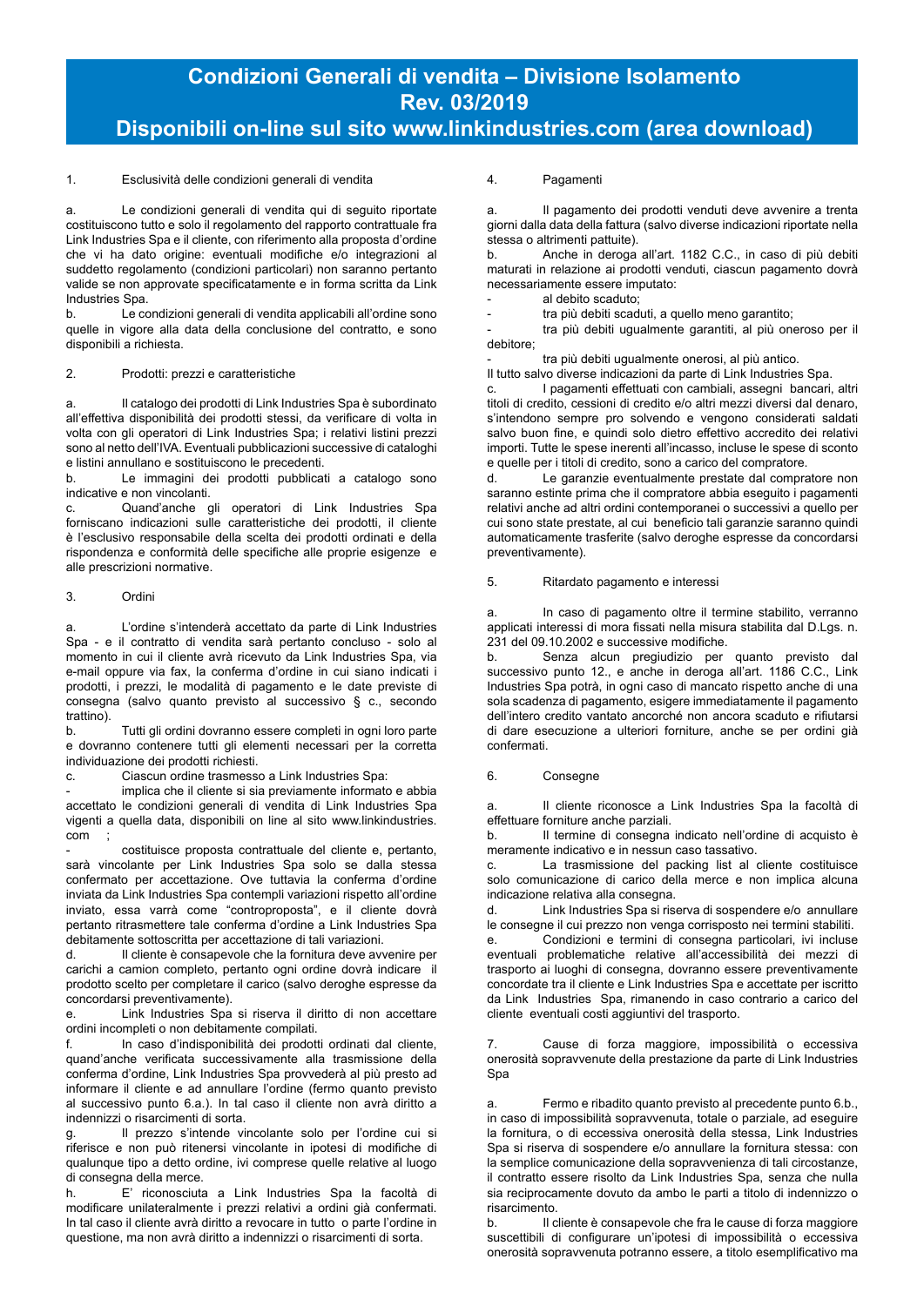# Condizioni Generali di vendita – Divisione Isolamento
# Rev. 03/2019
# Disponibili on-line sul sito www.linkindustries.com (area download)

## 1. Esclusività delle condizioni generali di vendita

a. Le condizioni generali di vendita qui di seguito riportate costituiscono tutto e solo il regolamento del rapporto contrattuale fra Link Industries Spa e il cliente, con riferimento alla proposta d'ordine che vi ha dato origine: eventuali modifiche e/o integrazioni al suddetto regolamento (condizioni particolari) non saranno pertanto valide se non approvate specificatamente e in forma scritta da Link Industries Spa.

b. Le condizioni generali di vendita applicabili all'ordine sono quelle in vigore alla data della conclusione del contratto, e sono disponibili a richiesta.

## 2. Prodotti: prezzi e caratteristiche

a. Il catalogo dei prodotti di Link Industries Spa è subordinato all'effettiva disponibilità dei prodotti stessi, da verificare di volta in volta con gli operatori di Link Industries Spa; i relativi listini prezzi sono al netto dell'IVA. Eventuali pubblicazioni successive di cataloghi e listini annullano e sostituiscono le precedenti.

b. Le immagini dei prodotti pubblicati a catalogo sono indicative e non vincolanti.

c. Quand'anche gli operatori di Link Industries Spa forniscano indicazioni sulle caratteristiche dei prodotti, il cliente è l'esclusivo responsabile della scelta dei prodotti ordinati e della rispondenza e conformità delle specifiche alle proprie esigenze e alle prescrizioni normative.

## 3. Ordini

a. L'ordine s'intenderà accettato da parte di Link Industries Spa - e il contratto di vendita sarà pertanto concluso - solo al momento in cui il cliente avrà ricevuto da Link Industries Spa, via e-mail oppure via fax, la conferma d'ordine in cui siano indicati i prodotti, i prezzi, le modalità di pagamento e le date previste di consegna (salvo quanto previsto al successivo § c., secondo trattino).

b. Tutti gli ordini dovranno essere completi in ogni loro parte e dovranno contenere tutti gli elementi necessari per la corretta individuazione dei prodotti richiesti.

c. Ciascun ordine trasmesso a Link Industries Spa:

- implica che il cliente si sia previamente informato e abbia accettato le condizioni generali di vendita di Link Industries Spa vigenti a quella data, disponibili on line al sito www.linkindustries.com ;
- costituisce proposta contrattuale del cliente e, pertanto, sarà vincolante per Link Industries Spa solo se dalla stessa confermato per accettazione. Ove tuttavia la conferma d'ordine inviata da Link Industries Spa contempli variazioni rispetto all'ordine inviato, essa varrà come "controproposta", e il cliente dovrà pertanto ritrasmettere tale conferma d'ordine a Link Industries Spa debitamente sottoscritta per accettazione di tali variazioni.

d. Il cliente è consapevole che la fornitura deve avvenire per carichi a camion completo, pertanto ogni ordine dovrà indicare il prodotto scelto per completare il carico (salvo deroghe espresse da concordarsi preventivamente).

e. Link Industries Spa si riserva il diritto di non accettare ordini incompleti o non debitamente compilati.

f. In caso d'indisponibilità dei prodotti ordinati dal cliente, quand'anche verificata successivamente alla trasmissione della conferma d'ordine, Link Industries Spa provvederà al più presto ad informare il cliente e ad annullare l'ordine (fermo quanto previsto al successivo punto 6.a.). In tal caso il cliente non avrà diritto a indennizzi o risarcimenti di sorta.

g. Il prezzo s'intende vincolante solo per l'ordine cui si riferisce e non può ritenersi vincolante in ipotesi di modifiche di qualunque tipo a detto ordine, ivi comprese quelle relative al luogo di consegna della merce.

h. E' riconosciuta a Link Industries Spa la facoltà di modificare unilateralmente i prezzi relativi a ordini già confermati. In tal caso il cliente avrà diritto a revocare in tutto o parte l'ordine in questione, ma non avrà diritto a indennizzi o risarcimenti di sorta.

## 4. Pagamenti

a. Il pagamento dei prodotti venduti deve avvenire a trenta giorni dalla data della fattura (salvo diverse indicazioni riportate nella stessa o altrimenti pattuite).

b. Anche in deroga all'art. 1182 C.C., in caso di più debiti maturati in relazione ai prodotti venduti, ciascun pagamento dovrà necessariamente essere imputato:

- al debito scaduto;
- tra più debiti scaduti, a quello meno garantito;
- tra più debiti ugualmente garantiti, al più oneroso per il debitore;
- tra più debiti ugualmente onerosi, al più antico.

Il tutto salvo diverse indicazioni da parte di Link Industries Spa.

c. I pagamenti effettuati con cambiali, assegni bancari, altri titoli di credito, cessioni di credito e/o altri mezzi diversi dal denaro, s'intendono sempre pro solvendo e vengono considerati saldati salvo buon fine, e quindi solo dietro effettivo accredito dei relativi importi. Tutte le spese inerenti all'incasso, incluse le spese di sconto e quelle per i titoli di credito, sono a carico del compratore.

d. Le garanzie eventualmente prestate dal compratore non saranno estinte prima che il compratore abbia eseguito i pagamenti relativi anche ad altri ordini contemporanei o successivi a quello per cui sono state prestate, al cui beneficio tali garanzie saranno quindi automaticamente trasferite (salvo deroghe espresse da concordarsi preventivamente).

## 5. Ritardato pagamento e interessi

a. In caso di pagamento oltre il termine stabilito, verranno applicati interessi di mora fissati nella misura stabilita dal D.Lgs. n. 231 del 09.10.2002 e successive modifiche.

b. Senza alcun pregiudizio per quanto previsto dal successivo punto 12., e anche in deroga all'art. 1186 C.C., Link Industries Spa potrà, in ogni caso di mancato rispetto anche di una sola scadenza di pagamento, esigere immediatamente il pagamento dell'intero credito vantato ancorché non ancora scaduto e rifiutarsi di dare esecuzione a ulteriori forniture, anche se per ordini già confermati.

## 6. Consegne

a. Il cliente riconosce a Link Industries Spa la facoltà di effettuare forniture anche parziali.

b. Il termine di consegna indicato nell'ordine di acquisto è meramente indicativo e in nessun caso tassativo.

c. La trasmissione del packing list al cliente costituisce solo comunicazione di carico della merce e non implica alcuna indicazione relativa alla consegna.

d. Link Industries Spa si riserva di sospendere e/o annullare le consegne il cui prezzo non venga corrisposto nei termini stabiliti.

e. Condizioni e termini di consegna particolari, ivi incluse eventuali problematiche relative all'accessibilità dei mezzi di trasporto ai luoghi di consegna, dovranno essere preventivamente concordate tra il cliente e Link Industries Spa e accettate per iscritto da Link Industries Spa, rimanendo in caso contrario a carico del cliente eventuali costi aggiuntivi del trasporto.

## 7. Cause di forza maggiore, impossibilità o eccessiva onerosità sopravvenute della prestazione da parte di Link Industries Spa

a. Fermo e ribadito quanto previsto al precedente punto 6.b., in caso di impossibilità sopravvenuta, totale o parziale, ad eseguire la fornitura, o di eccessiva onerosità della stessa, Link Industries Spa si riserva di sospendere e/o annullare la fornitura stessa: con la semplice comunicazione della sopravvenienza di tali circostanze, il contratto essere risolto da Link Industries Spa, senza che nulla sia reciprocamente dovuto da ambo le parti a titolo di indennizzo o risarcimento.

b. Il cliente è consapevole che fra le cause di forza maggiore suscettibili di configurare un'ipotesi di impossibilità o eccessiva onerosità sopravvenuta potranno essere, a titolo esemplificativo ma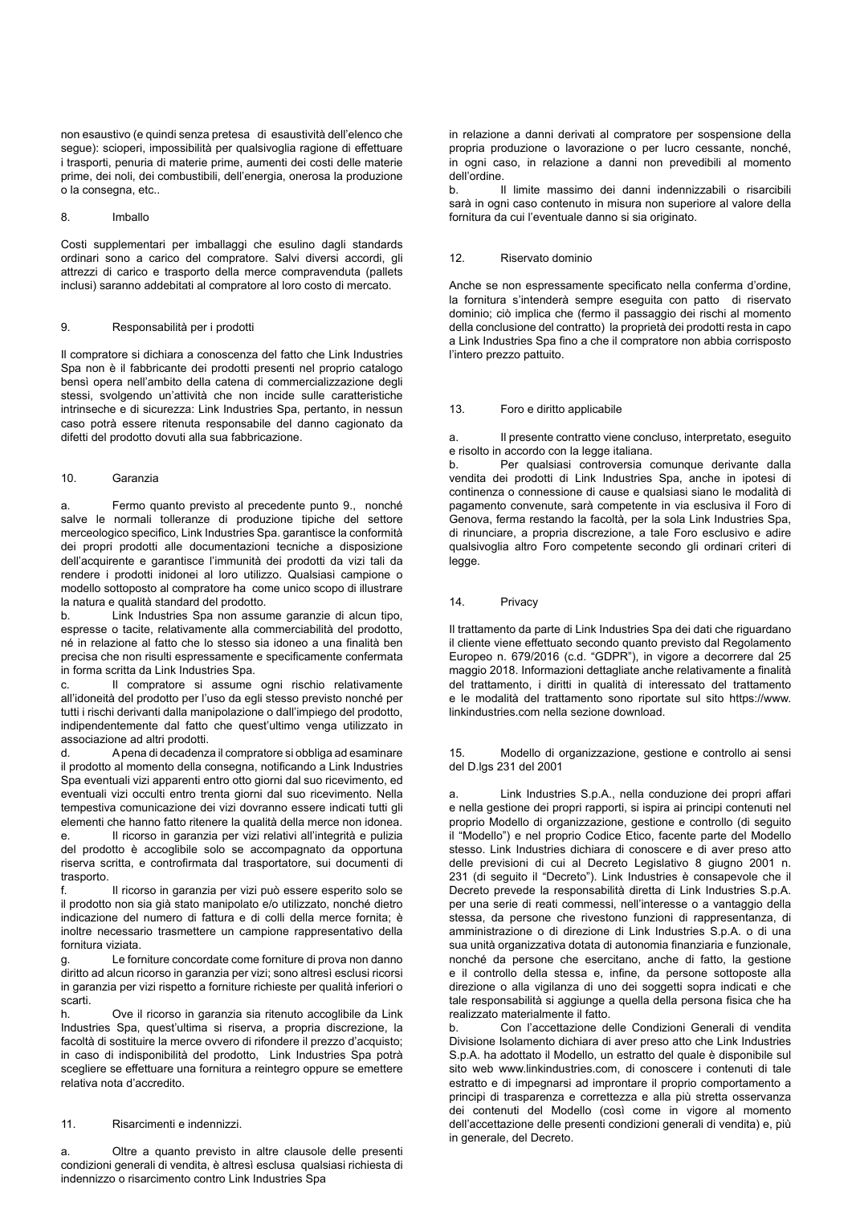non esaustivo (e quindi senza pretesa di esaustività dell'elenco che segue): scioperi, impossibilità per qualsivoglia ragione di effettuare i trasporti, penuria di materie prime, aumenti dei costi delle materie prime, dei noli, dei combustibili, dell'energia, onerosa la produzione o la consegna, etc..

## 8. Imballo

Costi supplementari per imballaggi che esulino dagli standards ordinari sono a carico del compratore. Salvi diversi accordi, gli attrezzi di carico e trasporto della merce compravenduta (pallets inclusi) saranno addebitati al compratore al loro costo di mercato.

## 9. Responsabilità per i prodotti

Il compratore si dichiara a conoscenza del fatto che Link Industries Spa non è il fabbricante dei prodotti presenti nel proprio catalogo bensì opera nell'ambito della catena di commercializzazione degli stessi, svolgendo un'attività che non incide sulle caratteristiche intrinseche e di sicurezza: Link Industries Spa, pertanto, in nessun caso potrà essere ritenuta responsabile del danno cagionato da difetti del prodotto dovuti alla sua fabbricazione.

## 10. Garanzia

a. Fermo quanto previsto al precedente punto 9., nonché salve le normali tolleranze di produzione tipiche del settore merceologico specifico, Link Industries Spa. garantisce la conformità dei propri prodotti alle documentazioni tecniche a disposizione dell'acquirente e garantisce l'immunità dei prodotti da vizi tali da rendere i prodotti inidonei al loro utilizzo. Qualsiasi campione o modello sottoposto al compratore ha come unico scopo di illustrare la natura e qualità standard del prodotto.

b. Link Industries Spa non assume garanzie di alcun tipo, espresse o tacite, relativamente alla commerciabilità del prodotto, né in relazione al fatto che lo stesso sia idoneo a una finalità ben precisa che non risulti espressamente e specificamente confermata in forma scritta da Link Industries Spa.

c. Il compratore si assume ogni rischio relativamente all'idoneità del prodotto per l'uso da egli stesso previsto nonché per tutti i rischi derivanti dalla manipolazione o dall'impiego del prodotto, indipendentemente dal fatto che quest'ultimo venga utilizzato in associazione ad altri prodotti.

d. A pena di decadenza il compratore si obbliga ad esaminare il prodotto al momento della consegna, notificando a Link Industries Spa eventuali vizi apparenti entro otto giorni dal suo ricevimento, ed eventuali vizi occulti entro trenta giorni dal suo ricevimento. Nella tempestiva comunicazione dei vizi dovranno essere indicati tutti gli elementi che hanno fatto ritenere la qualità della merce non idonea.

e. Il ricorso in garanzia per vizi relativi all'integrità e pulizia del prodotto è accoglibile solo se accompagnato da opportuna riserva scritta, e controfirmata dal trasportatore, sui documenti di trasporto.

f. Il ricorso in garanzia per vizi può essere esperito solo se il prodotto non sia già stato manipolato e/o utilizzato, nonché dietro indicazione del numero di fattura e di colli della merce fornita; è inoltre necessario trasmettere un campione rappresentativo della fornitura viziata.

g. Le forniture concordate come forniture di prova non danno diritto ad alcun ricorso in garanzia per vizi; sono altresì esclusi ricorsi in garanzia per vizi rispetto a forniture richieste per qualità inferiori o scarti.

h. Ove il ricorso in garanzia sia ritenuto accoglibile da Link Industries Spa, quest'ultima si riserva, a propria discrezione, la facoltà di sostituire la merce ovvero di rifondere il prezzo d'acquisto; in caso di indisponibilità del prodotto, Link Industries Spa potrà scegliere se effettuare una fornitura a reintegro oppure se emettere relativa nota d'accredito.

## 11. Risarcimenti e indennizzi.

a. Oltre a quanto previsto in altre clausole delle presenti condizioni generali di vendita, è altresì esclusa qualsiasi richiesta di indennizzo o risarcimento contro Link Industries Spa in relazione a danni derivati al compratore per sospensione della propria produzione o lavorazione o per lucro cessante, nonché, in ogni caso, in relazione a danni non prevedibili al momento dell'ordine.

b. Il limite massimo dei danni indennizzabili o risarcibili sarà in ogni caso contenuto in misura non superiore al valore della fornitura da cui l'eventuale danno si sia originato.

## 12. Riservato dominio

Anche se non espressamente specificato nella conferma d'ordine, la fornitura s'intenderà sempre eseguita con patto di riservato dominio; ciò implica che (fermo il passaggio dei rischi al momento della conclusione del contratto) la proprietà dei prodotti resta in capo a Link Industries Spa fino a che il compratore non abbia corrisposto l'intero prezzo pattuito.

## 13. Foro e diritto applicabile

a. Il presente contratto viene concluso, interpretato, eseguito e risolto in accordo con la legge italiana.

b. Per qualsiasi controversia comunque derivante dalla vendita dei prodotti di Link Industries Spa, anche in ipotesi di continenza o connessione di cause e qualsiasi siano le modalità di pagamento convenute, sarà competente in via esclusiva il Foro di Genova, ferma restando la facoltà, per la sola Link Industries Spa, di rinunciare, a propria discrezione, a tale Foro esclusivo e adire qualsivoglia altro Foro competente secondo gli ordinari criteri di legge.

## 14. Privacy

Il trattamento da parte di Link Industries Spa dei dati che riguardano il cliente viene effettuato secondo quanto previsto dal Regolamento Europeo n. 679/2016 (c.d. "GDPR"), in vigore a decorrere dal 25 maggio 2018. Informazioni dettagliate anche relativamente a finalità del trattamento, i diritti in qualità di interessato del trattamento e le modalità del trattamento sono riportate sul sito https://www.linkindustries.com nella sezione download.

## 15. Modello di organizzazione, gestione e controllo ai sensi del D.lgs 231 del 2001

a. Link Industries S.p.A., nella conduzione dei propri affari e nella gestione dei propri rapporti, si ispira ai principi contenuti nel proprio Modello di organizzazione, gestione e controllo (di seguito il "Modello") e nel proprio Codice Etico, facente parte del Modello stesso. Link Industries dichiara di conoscere e di aver preso atto delle previsioni di cui al Decreto Legislativo 8 giugno 2001 n. 231 (di seguito il "Decreto"). Link Industries è consapevole che il Decreto prevede la responsabilità diretta di Link Industries S.p.A. per una serie di reati commessi, nell'interesse o a vantaggio della stessa, da persone che rivestono funzioni di rappresentanza, di amministrazione o di direzione di Link Industries S.p.A. o di una sua unità organizzativa dotata di autonomia finanziaria e funzionale, nonché da persone che esercitano, anche di fatto, la gestione e il controllo della stessa e, infine, da persone sottoposte alla direzione o alla vigilanza di uno dei soggetti sopra indicati e che tale responsabilità si aggiunge a quella della persona fisica che ha realizzato materialmente il fatto.

b. Con l'accettazione delle Condizioni Generali di vendita Divisione Isolamento dichiara di aver preso atto che Link Industries S.p.A. ha adottato il Modello, un estratto del quale è disponibile sul sito web www.linkindustries.com, di conoscere i contenuti di tale estratto e di impegnarsi ad improntare il proprio comportamento a principi di trasparenza e correttezza e alla più stretta osservanza dei contenuti del Modello (così come in vigore al momento dell'accettazione delle presenti condizioni generali di vendita) e, più in generale, del Decreto.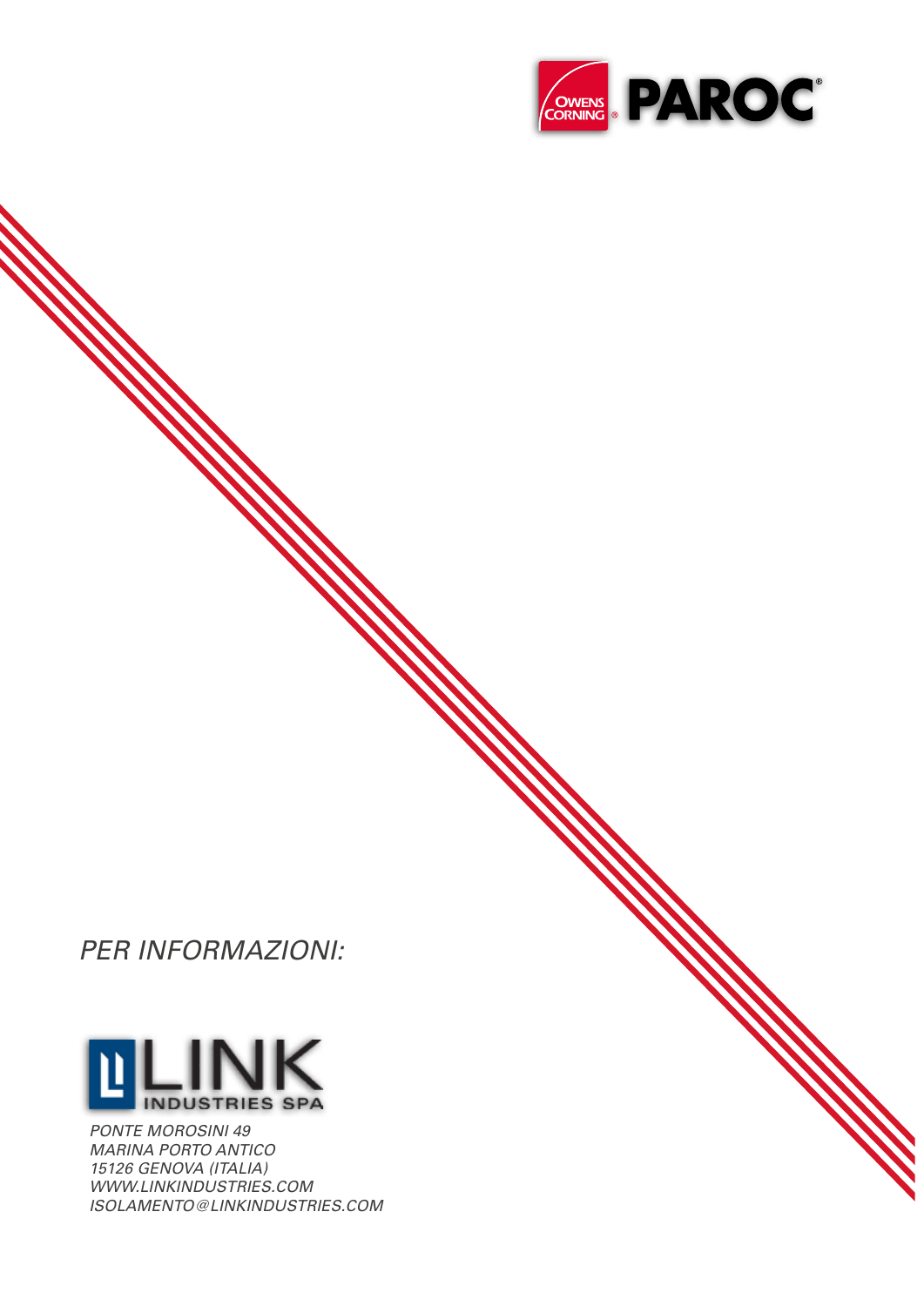OWENS CORNING PAROC

*PER INFORMAZIONI:*

LINK INDUSTRIES SPA

*PONTE MOROSINI 49*
*MARINA PORTO ANTICO*
*15126 GENOVA (ITALIA)*
*WWW.LINKINDUSTRIES.COM*
*ISOLAMENTO@LINKINDUSTRIES.COM*